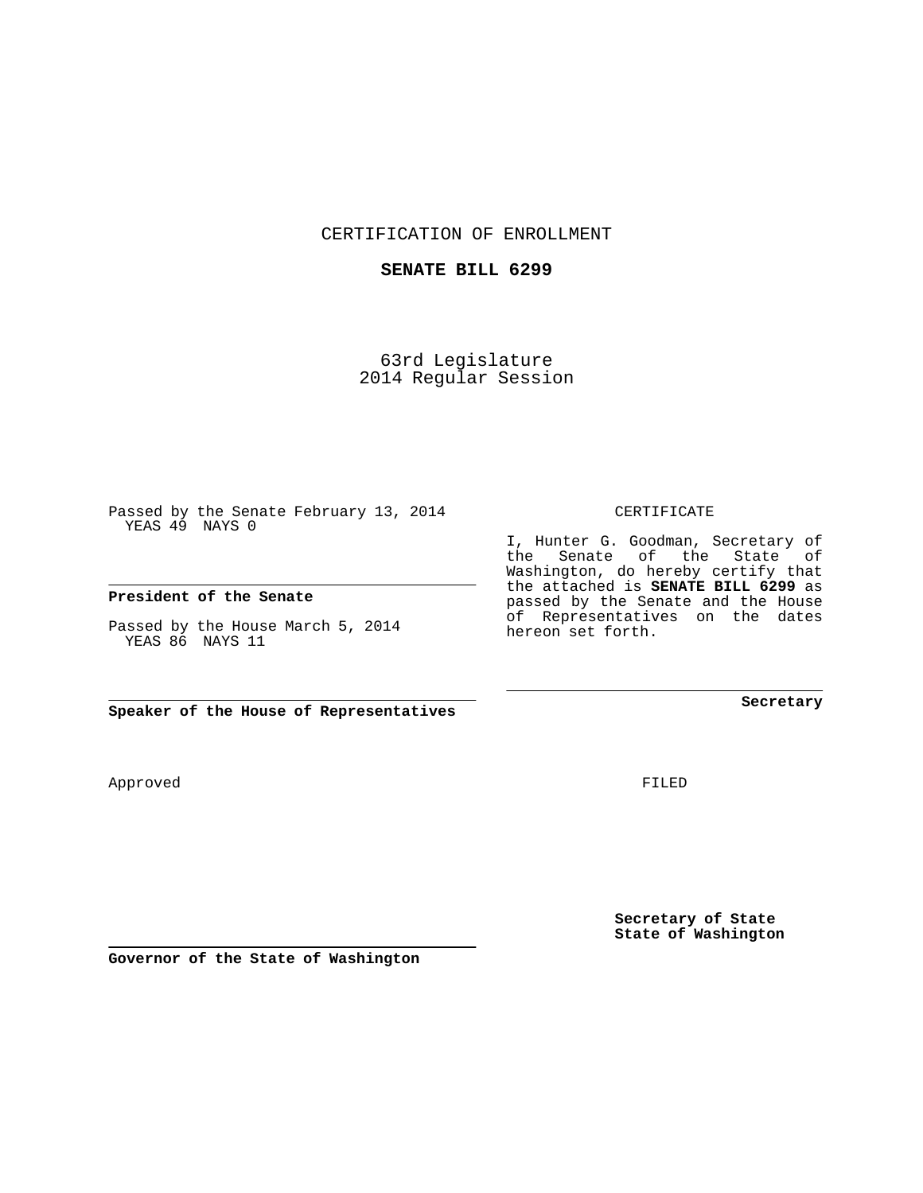CERTIFICATION OF ENROLLMENT

**SENATE BILL 6299**

63rd Legislature
2014 Regular Session

Passed by the Senate February 13, 2014
YEAS 49 NAYS 0

**President of the Senate**

Passed by the House March 5, 2014
YEAS 86 NAYS 11

**Speaker of the House of Representatives**

Approved

**Governor of the State of Washington**

CERTIFICATE

I, Hunter G. Goodman, Secretary of the Senate of the State of Washington, do hereby certify that the attached is **SENATE BILL 6299** as passed by the Senate and the House of Representatives on the dates hereon set forth.

**Secretary**

FILED

**Secretary of State**
**State of Washington**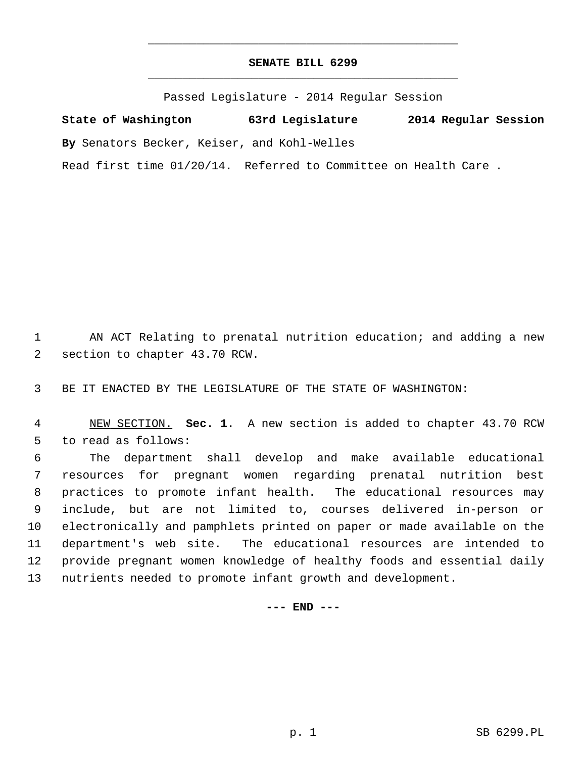# SENATE BILL 6299

Passed Legislature - 2014 Regular Session

**State of Washington 63rd Legislature 2014 Regular Session**

**By** Senators Becker, Keiser, and Kohl-Welles

Read first time 01/20/14. Referred to Committee on Health Care .

AN ACT Relating to prenatal nutrition education; and adding a new section to chapter 43.70 RCW.

BE IT ENACTED BY THE LEGISLATURE OF THE STATE OF WASHINGTON:

NEW SECTION. **Sec. 1.** A new section is added to chapter 43.70 RCW to read as follows:

The department shall develop and make available educational resources for pregnant women regarding prenatal nutrition best practices to promote infant health. The educational resources may include, but are not limited to, courses delivered in-person or electronically and pamphlets printed on paper or made available on the department's web site. The educational resources are intended to provide pregnant women knowledge of healthy foods and essential daily nutrients needed to promote infant growth and development.

**--- END ---**